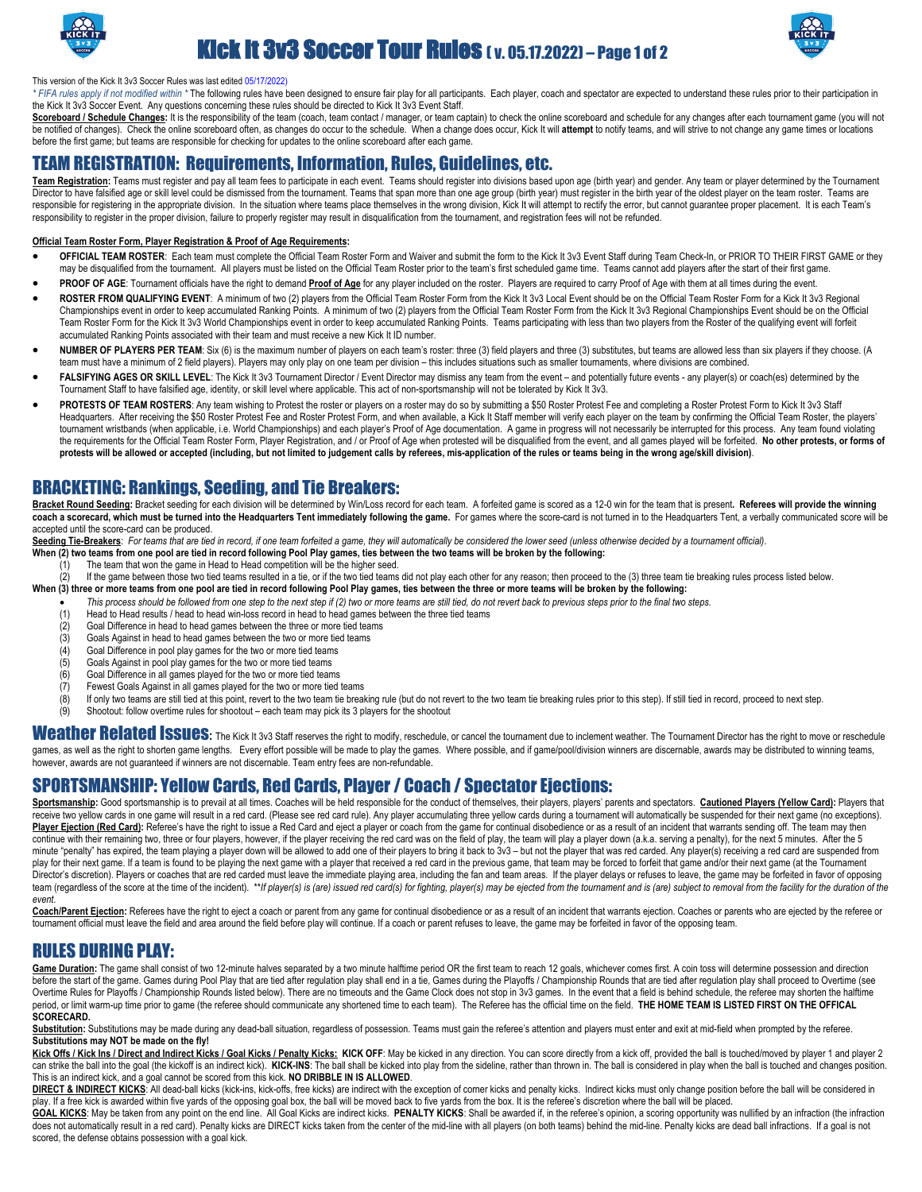# Kick It 3v3 Soccer Tour Rules ( v. 05.17.2022)

This version of the Kick It 3v3 Soccer Rules was last edited 05/17/2022)

*\* FIFA rules apply if not modified within \** The following rules have been designed to ensure fair play for all participants. Each player, coach and spectator are expected to understand these rules prior to their participation in the Kick It 3v3 Soccer Event. Any questions concerning these rules should be directed to Kick It 3v3 Event Staff.

**Scoreboard / Schedule Changes:** It is the responsibility of the team (coach, team contact / manager, or team captain) to check the online scoreboard and schedule for any changes after each tournament game (you will not be notified of changes). Check the online scoreboard often, as changes do occur to the schedule. When a change does occur, Kick It will **attempt** to notify teams, and will strive to not change any game times or locations before the first game; but teams are responsible for checking for updates to the online scoreboard after each game.

## TEAM REGISTRATION: Requirements, Information, Rules, Guidelines, etc.

**Team Registration:** Teams must register and pay all team fees to participate in each event. Teams should register into divisions based upon age (birth year) and gender. Any team or player determined by the Tournament Director to have falsified age or skill level could be dismissed from the tournament. Teams that span more than one age group (birth year) must register in the birth year of the oldest player on the team roster. Teams are responsible for registering in the appropriate division. In the situation where teams place themselves in the wrong division, Kick It will attempt to rectify the error, but cannot guarantee proper placement. It is each Team's responsibility to register in the proper division, failure to properly register may result in disqualification from the tournament, and registration fees will not be refunded.

**Official Team Roster Form, Player Registration & Proof of Age Requirements:**

- **OFFICIAL TEAM ROSTER**: Each team must complete the Official Team Roster Form and Waiver and submit the form to the Kick It 3v3 Event Staff during Team Check-In, or PRIOR TO THEIR FIRST GAME or they may be disqualified from the tournament. All players must be listed on the Official Team Roster prior to the team's first scheduled game time. Teams cannot add players after the start of their first game.
- **PROOF OF AGE**: Tournament officials have the right to demand **Proof of Age** for any player included on the roster. Players are required to carry Proof of Age with them at all times during the event.
- **ROSTER FROM QUALIFYING EVENT**: A minimum of two (2) players from the Official Team Roster Form from the Kick It 3v3 Local Event should be on the Official Team Roster Form for a Kick It 3v3 Regional Championships event in order to keep accumulated Ranking Points. A minimum of two (2) players from the Official Team Roster Form from the Kick It 3v3 Regional Championships Event should be on the Official Team Roster Form for the Kick It 3v3 World Championships event in order to keep accumulated Ranking Points. Teams participating with less than two players from the Roster of the qualifying event will forfeit accumulated Ranking Points associated with their team and must receive a new Kick It ID number.
- **NUMBER OF PLAYERS PER TEAM**: Six (6) is the maximum number of players on each team's roster: three (3) field players and three (3) substitutes, but teams are allowed less than six players if they choose. (A team must have a minimum of 2 field players). Players may only play on one team per division – this includes situations such as smaller tournaments, where divisions are combined.
- **FALSIFYING AGES OR SKILL LEVEL**: The Kick It 3v3 Tournament Director / Event Director may dismiss any team from the event – and potentially future events - any player(s) or coach(es) determined by the Tournament Staff to have falsified age, identity, or skill level where applicable. This act of non-sportsmanship will not be tolerated by Kick It 3v3.
- **PROTESTS OF TEAM ROSTERS**: Any team wishing to Protest the roster or players on a roster may do so by submitting a $50 Roster Protest Fee and completing a Roster Protest Form to Kick It 3v3 Staff Headquarters. After receiving the $50 Roster Protest Fee and Roster Protest Form, and when available, a Kick It Staff member will verify each player on the team by confirming the Official Team Roster, the players' tournament wristbands (when applicable, i.e. World Championships) and each player's Proof of Age documentation. A game in progress will not necessarily be interrupted for this process. Any team found violating the requirements for the Official Team Roster Form, Player Registration, and / or Proof of Age when protested will be disqualified from the event, and all games played will be forfeited. **No other protests, or forms of protests will be allowed or accepted (including, but not limited to judgement calls by referees, mis-application of the rules or teams being in the wrong age/skill division)**.

## BRACKETING: Rankings, Seeding, and Tie Breakers:

**Bracket Round Seeding:** Bracket seeding for each division will be determined by Win/Loss record for each team. A forfeited game is scored as a 12-0 win for the team that is present**. Referees will provide the winning coach a scorecard, which must be turned into the Headquarters Tent immediately following the game.** For games where the score-card is not turned in to the Headquarters Tent, a verbally communicated score will be accepted until the score-card can be produced.

**Seeding Tie-Breakers**: *For teams that are tied in record, if one team forfeited a game, they will automatically be considered the lower seed (unless otherwise decided by a tournament official).*

**When (2) two teams from one pool are tied in record following Pool Play games, ties between the two teams will be broken by the following:**

(1) The team that won the game in Head to Head competition will be the higher seed.
(2) If the game between those two tied teams resulted in a tie, or if the two tied teams did not play each other for any reason; then proceed to the (3) three team tie breaking rules process listed below.

**When (3) three or more teams from one pool are tied in record following Pool Play games, ties between the three or more teams will be broken by the following:**

- *This process should be followed from one step to the next step if (2) two or more teams are still tied, do not revert back to previous steps prior to the final two steps.*

(1) Head to Head results / head to head win-loss record in head to head games between the three tied teams
(2) Goal Difference in head to head games between the three or more tied teams
(3) Goals Against in head to head games between the two or more tied teams
(4) Goal Difference in pool play games for the two or more tied teams
(5) Goals Against in pool play games for the two or more tied teams
(6) Goal Difference in all games played for the two or more tied teams
(7) Fewest Goals Against in all games played for the two or more tied teams
(8) If only two teams are still tied at this point, revert to the two team tie breaking rule (but do not revert to the two team tie breaking rules prior to this step). If still tied in record, proceed to next step.
(9) Shootout: follow overtime rules for shootout – each team may pick its 3 players for the shootout

## Weather Related Issues:

The Kick It 3v3 Staff reserves the right to modify, reschedule, or cancel the tournament due to inclement weather. The Tournament Director has the right to move or reschedule games, as well as the right to shorten game lengths. Every effort possible will be made to play the games. Where possible, and if game/pool/division winners are discernable, awards may be distributed to winning teams, however, awards are not guaranteed if winners are not discernable. Team entry fees are non-refundable.

## SPORTSMANSHIP: Yellow Cards, Red Cards, Player / Coach / Spectator Ejections:

**Sportsmanship:** Good sportsmanship is to prevail at all times. Coaches will be held responsible for the conduct of themselves, their players, players' parents and spectators. **Cautioned Players (Yellow Card):** Players that receive two yellow cards in one game will result in a red card. (Please see red card rule). Any player accumulating three yellow cards during a tournament will automatically be suspended for their next game (no exceptions). **Player Ejection (Red Card):** Referee's have the right to issue a Red Card and eject a player or coach from the game for continual disobedience or as a result of an incident that warrants sending off. The team may then continue with their remaining two, three or four players, however, if the player receiving the red card was on the field of play, the team will play a player down (a.k.a. serving a penalty), for the next 5 minutes. After the 5 minute "penalty" has expired, the team playing a player down will be allowed to add one of their players to bring it back to 3v3 – but not the player that was red carded. Any player(s) receiving a red card are suspended from play for their next game. If a team is found to be playing the next game with a player that received a red card in the previous game, that team may be forced to forfeit that game and/or their next game (at the Tournament Director's discretion). Players or coaches that are red carded must leave the immediate playing area, including the fan and team areas. If the player delays or refuses to leave, the game may be forfeited in favor of opposing team (regardless of the score at the time of the incident). *\*\*If player(s) is (are) issued red card(s) for fighting, player(s) may be ejected from the tournament and is (are) subject to removal from the facility for the duration of the event.*

**Coach/Parent Ejection:** Referees have the right to eject a coach or parent from any game for continual disobedience or as a result of an incident that warrants ejection. Coaches or parents who are ejected by the referee or tournament official must leave the field and area around the field before play will continue. If a coach or parent refuses to leave, the game may be forfeited in favor of the opposing team.

## RULES DURING PLAY:

**Game Duration:** The game shall consist of two 12-minute halves separated by a two minute halftime period OR the first team to reach 12 goals, whichever comes first. A coin toss will determine possession and direction before the start of the game. Games during Pool Play that are tied after regulation play shall end in a tie, Games during the Playoffs / Championship Rounds that are tied after regulation play shall proceed to Overtime (see Overtime Rules for Playoffs / Championship Rounds listed below). There are no timeouts and the Game Clock does not stop in 3v3 games. In the event that a field is behind schedule, the referee may shorten the halftime period, or limit warm-up time prior to game (the referee should communicate any shortened time to each team). The Referee has the official time on the field. **THE HOME TEAM IS LISTED FIRST ON THE OFFICAL SCORECARD.**

**Substitution:** Substitutions may be made during any dead-ball situation, regardless of possession. Teams must gain the referee's attention and players must enter and exit at mid-field when prompted by the referee. **Substitutions may NOT be made on the fly!**

**Kick Offs / Kick Ins / Direct and Indirect Kicks / Goal Kicks / Penalty Kicks: KICK OFF**: May be kicked in any direction. You can score directly from a kick off, provided the ball is touched/moved by player 1 and player 2 can strike the ball into the goal (the kickoff is an indirect kick). **KICK-INS**: The ball shall be kicked into play from the sideline, rather than thrown in. The ball is considered in play when the ball is touched and changes position. This is an indirect kick, and a goal cannot be scored from this kick. **NO DRIBBLE IN IS ALLOWED**.

**DIRECT & INDIRECT KICKS**: All dead-ball kicks (kick-ins, kick-offs, free kicks) are indirect with the exception of corner kicks and penalty kicks. Indirect kicks must only change position before the ball will be considered in play. If a free kick is awarded within five yards of the opposing goal box, the ball will be moved back to five yards from the box. It is the referee's discretion where the ball will be placed.

**GOAL KICKS**: May be taken from any point on the end line. All Goal Kicks are indirect kicks. **PENALTY KICKS**: Shall be awarded if, in the referee's opinion, a scoring opportunity was nullified by an infraction (the infraction does not automatically result in a red card). Penalty kicks are DIRECT kicks taken from the center of the mid-line with all players (on both teams) behind the mid-line. Penalty kicks are dead ball infractions. If a goal is not scored, the defense obtains possession with a goal kick.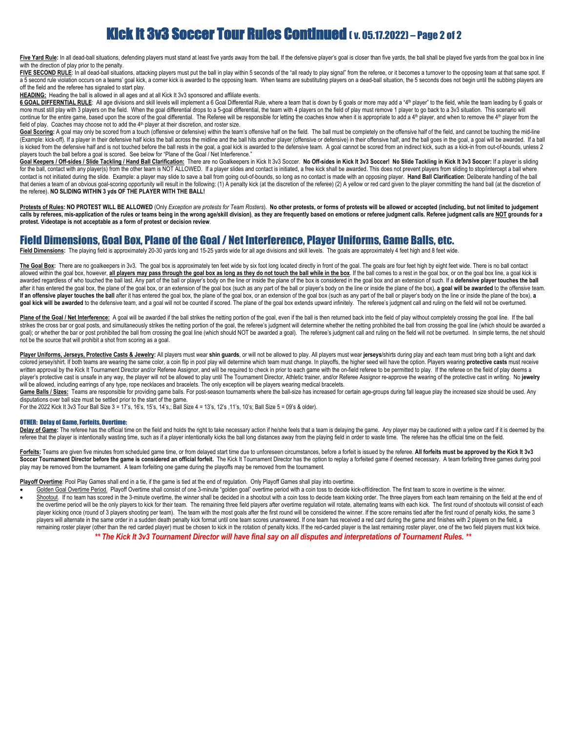# Kick It 3v3 Soccer Tour Rules Continued ( v. 05.17.2022) – Page 2 of 2

**Five Yard Rule:** In all dead-ball situations, defending players must stand at least five yards away from the ball. If the defensive player's goal is closer than five yards, the ball shall be played five yards from the goal box in line with the direction of play prior to the penalty.

**FIVE SECOND RULE**: In all dead-ball situations, attacking players must put the ball in play within 5 seconds of the "all ready to play signal" from the referee, or it becomes a turnover to the opposing team at that same spot. If a 5 second rule violation occurs on a teams' goal kick, a corner kick is awarded to the opposing team. When teams are substituting players on a dead-ball situation, the 5 seconds does not begin until the subbing players are off the field and the referee has signaled to start play.

**HEADING:** Heading the ball is allowed in all ages and at all Kick It 3v3 sponsored and affiliate events.

**6 GOAL DIFFERNTIAL RULE**: All age divisions and skill levels will implement a 6 Goal Differential Rule, where a team that is down by 6 goals or more may add a "4th player" to the field, while the team leading by 6 goals or more must still play with 3 players on the field. When the goal differential drops to a 5-goal differential, the team with 4 players on the field of play must remove 1 player to go back to a 3v3 situation. This scenario will continue for the entire game, based upon the score of the goal differential. The Referee will be responsible for letting the coaches know when it is appropriate to add a 4th player, and when to remove the 4th player from the field of play. Coaches may choose not to add the 4th player at their discretion, and roster size.

**Goal Scoring:** A goal may only be scored from a touch (offensive or defensive) within the team's offensive half on the field. The ball must be completely on the offensive half of the field, and cannot be touching the mid-line (Example: kick-off). If a player in their defensive half kicks the ball across the midline and the ball hits another player (offensive or defensive) in their offensive half, and the ball goes in the goal, a goal will be awarded. If a ball is kicked from the defensive half and is not touched before the ball rests in the goal, a goal kick is awarded to the defensive team. A goal cannot be scored from an indirect kick, such as a kick-in from out-of-bounds, unless 2 players touch the ball before a goal is scored. See below for "Plane of the Goal / Net Interference."

**Goal Keepers / Off-sides / Slide Tackling / Hand Ball Clarification:** There are no Goalkeepers in Kick It 3v3 Soccer. **No Off-sides in Kick It 3v3 Soccer! No Slide Tackling in Kick It 3v3 Soccer:** If a player is sliding for the ball, contact with any player(s) from the other team is NOT ALLOWED. If a player slides and contact is initiated, a free kick shall be awarded. This does not prevent players from sliding to stop/intercept a ball where contact is not initiated during the slide. Example: a player may slide to save a ball from going out-of-bounds, so long as no contact is made with an opposing player. **Hand Ball Clarification**: Deliberate handling of the ball that denies a team of an obvious goal-scoring opportunity will result in the following: (1) A penalty kick (at the discretion of the referee) (2) A yellow or red card given to the player committing the hand ball (at the discretion of the referee). **NO SLIDING WITHIN 3 yds OF THE PLAYER WITH THE BALL!**

**Protests of Rules: NO PROTEST WILL BE ALLOWED** (Only *Exception are protests for Team Rosters*). **No other protests, or forms of protests will be allowed or accepted (including, but not limited to judgement calls by referees, mis-application of the rules or teams being in the wrong age/skill division), as they are frequently based on emotions or referee judgment calls. Referee judgment calls are NOT grounds for a protest. Videotape is not acceptable as a form of protest or decision review**.

## Field Dimensions, Goal Box, Plane of the Goal / Net Interference, Player Uniforms, Game Balls, etc.

**Field Dimensions:** The playing field is approximately 20-30 yards long and 15-25 yards wide for all age divisions and skill levels. The goals are approximately 4 feet high and 8 feet wide.

**The Goal Box:** There are no goalkeepers in 3v3. The goal box is approximately ten feet wide by six foot long located directly in front of the goal. The goals are four feet high by eight feet wide. There is no ball contact allowed within the goal box, however, **all players may pass through the goal box as long as they do not touch the ball while in the box**. If the ball comes to a rest in the goal box, or on the goal box line, a goal kick is awarded regardless of who touched the ball last. Any part of the ball or player's body on the line or inside the plane of the box is considered in the goal box and an extension of such. If a **defensive player touches the ball** after it has entered the goal box, the plane of the goal box, or an extension of the goal box (such as any part of the ball or player's body on the line or inside the plane of the box), **a goal will be awarded** to the offensive team. **If an offensive player touches the ball** after it has entered the goal box, the plane of the goal box, or an extension of the goal box (such as any part of the ball or player's body on the line or inside the plane of the box), **a goal kick will be awarded** to the defensive team, and a goal will not be counted if scored. The plane of the goal box extends upward infinitely. The referee's judgment call and ruling on the field will not be overturned.

**Plane of the Goal / Net Interference:** A goal will be awarded if the ball strikes the netting portion of the goal, even if the ball is then returned back into the field of play without completely crossing the goal line. If the ball strikes the cross bar or goal posts, and simultaneously strikes the netting portion of the goal, the referee's judgment will determine whether the netting prohibited the ball from crossing the goal line (which should be awarded a goal); or whether the bar or post prohibited the ball from crossing the goal line (which should NOT be awarded a goal). The referee's judgment call and ruling on the field will not be overturned. In simple terms, the net should not be the source that will prohibit a shot from scoring as a goal.

**Player Uniforms, Jerseys, Protective Casts & Jewelry:** All players must wear **shin guards**, or will not be allowed to play. All players must wear **jerseys**/shirts during play and each team must bring both a light and dark colored jersey/shirt. If both teams are wearing the same color, a coin flip in pool play will determine which team must change. In playoffs, the higher seed will have the option. Players wearing **protective casts** must receive written approval by the Kick It Tournament Director and/or Referee Assignor, and will be required to check in prior to each game with the on-field referee to be permitted to play. If the referee on the field of play deems a player's protective cast is unsafe in any way, the player will not be allowed to play until The Tournament Director, Athletic trainer, and/or Referee Assignor re-approve the wearing of the protective cast in writing. No **jewelry** will be allowed, including earrings of any type, rope necklaces and bracelets. The only exception will be players wearing medical bracelets.

**Game Balls / Sizes:** Teams are responsible for providing game balls. For post-season tournaments where the ball-size has increased for certain age-groups during fall league play the increased size should be used. Any disputations over ball size must be settled prior to the start of the game.

For the 2022 Kick It 3v3 Tour Ball Size 3 = 17's, 16's, 15's, 14's,; Ball Size 4 = 13's, 12's ,11's, 10's; Ball Size 5 = 09's & older).

### OTHER: Delay of Game, Forfeits, Overtime:

**Delay of Game:** The referee has the official time on the field and holds the right to take necessary action if he/she feels that a team is delaying the game. Any player may be cautioned with a yellow card if it is deemed by the referee that the player is intentionally wasting time, such as if a player intentionally kicks the ball long distances away from the playing field in order to waste time. The referee has the official time on the field.

**Forfeits:** Teams are given five minutes from scheduled game time, or from delayed start time due to unforeseen circumstances, before a forfeit is issued by the referee. **All forfeits must be approved by the Kick It 3v3 Soccer Tournament Director before the game is considered an official forfeit.** The Kick It Tournament Director has the option to replay a forfeited game if deemed necessary. A team forfeiting three games during pool play may be removed from the tournament. A team forfeiting one game during the playoffs may be removed from the tournament.

**Playoff Overtime**: Pool Play Games shall end in a tie, if the game is tied at the end of regulation. Only Playoff Games shall play into overtime.

- Golden Goal Overtime Period. Playoff Overtime shall consist of one 3-minute "golden goal" overtime period with a coin toss to decide kick-off/direction. The first team to score in overtime is the winner.
- Shootout. If no team has scored in the 3-minute overtime, the winner shall be decided in a shootout with a coin toss to decide team kicking order. The three players from each team remaining on the field at the end of the overtime period will be the only players to kick for their team. The remaining three field players after overtime regulation will rotate, alternating teams with each kick. The first round of shootouts will consist of each player kicking once (round of 3 players shooting per team). The team with the most goals after the first round will be considered the winner. If the score remains tied after the first round of penalty kicks, the same 3 players will alternate in the same order in a sudden death penalty kick format until one team scores unanswered. If one team has received a red card during the game and finishes with 2 players on the field, a remaining roster player (other than the red carded player) must be chosen to kick in the rotation of penalty kicks. If the red-carded player is the last remaining roster player, one of the two field players must kick twice.

***\*\* The Kick It 3v3 Tournament Director will have final say on all disputes and interpretations of Tournament Rules. \*\****